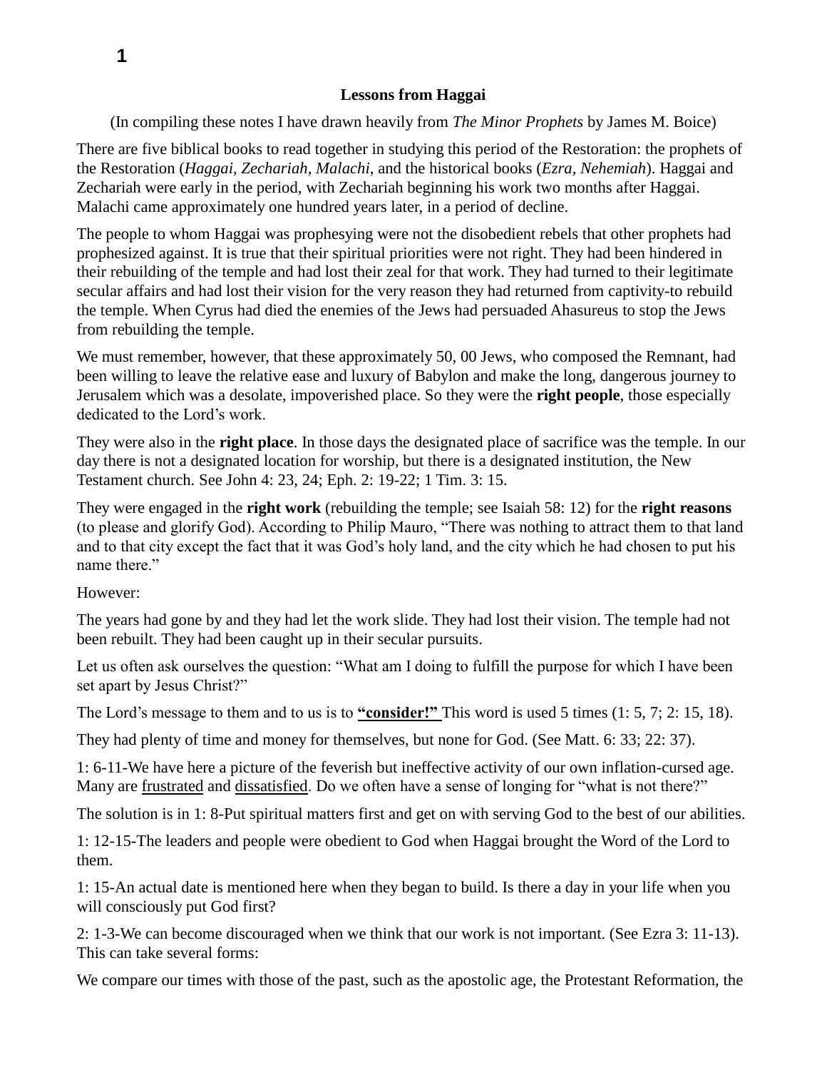**Lessons from Haggai**

(In compiling these notes I have drawn heavily from *The Minor Prophets* by James M. Boice)

There are five biblical books to read together in studying this period of the Restoration: the prophets of the Restoration (*Haggai, Zechariah, Malachi*, and the historical books (*Ezra, Nehemiah*). Haggai and Zechariah were early in the period, with Zechariah beginning his work two months after Haggai. Malachi came approximately one hundred years later, in a period of decline.

The people to whom Haggai was prophesying were not the disobedient rebels that other prophets had prophesized against. It is true that their spiritual priorities were not right. They had been hindered in their rebuilding of the temple and had lost their zeal for that work. They had turned to their legitimate secular affairs and had lost their vision for the very reason they had returned from captivity-to rebuild the temple. When Cyrus had died the enemies of the Jews had persuaded Ahasureus to stop the Jews from rebuilding the temple.

We must remember, however, that these approximately 50, 00 Jews, who composed the Remnant, had been willing to leave the relative ease and luxury of Babylon and make the long, dangerous journey to Jerusalem which was a desolate, impoverished place. So they were the **right people**, those especially dedicated to the Lord's work.

They were also in the **right place**. In those days the designated place of sacrifice was the temple. In our day there is not a designated location for worship, but there is a designated institution, the New Testament church. See John 4: 23, 24; Eph. 2: 19-22; 1 Tim. 3: 15.

They were engaged in the **right work** (rebuilding the temple; see Isaiah 58: 12) for the **right reasons** (to please and glorify God). According to Philip Mauro, "There was nothing to attract them to that land and to that city except the fact that it was God's holy land, and the city which he had chosen to put his name there."

However:

The years had gone by and they had let the work slide. They had lost their vision. The temple had not been rebuilt. They had been caught up in their secular pursuits.

Let us often ask ourselves the question: "What am I doing to fulfill the purpose for which I have been set apart by Jesus Christ?"

The Lord's message to them and to us is to **"consider!"** This word is used 5 times (1: 5, 7; 2: 15, 18).

They had plenty of time and money for themselves, but none for God. (See Matt. 6: 33; 22: 37).

1: 6-11-We have here a picture of the feverish but ineffective activity of our own inflation-cursed age. Many are frustrated and dissatisfied. Do we often have a sense of longing for "what is not there?"

The solution is in 1: 8-Put spiritual matters first and get on with serving God to the best of our abilities.

1: 12-15-The leaders and people were obedient to God when Haggai brought the Word of the Lord to them.

1: 15-An actual date is mentioned here when they began to build. Is there a day in your life when you will consciously put God first?

2: 1-3-We can become discouraged when we think that our work is not important. (See Ezra 3: 11-13). This can take several forms:

We compare our times with those of the past, such as the apostolic age, the Protestant Reformation, the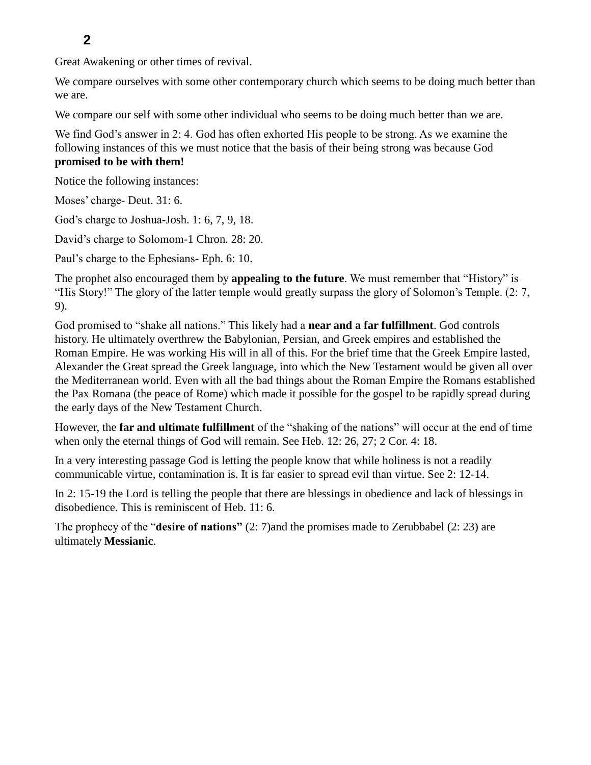Great Awakening or other times of revival.

We compare ourselves with some other contemporary church which seems to be doing much better than we are.

We compare our self with some other individual who seems to be doing much better than we are.

We find God's answer in 2: 4. God has often exhorted His people to be strong. As we examine the following instances of this we must notice that the basis of their being strong was because God **promised to be with them!**

Notice the following instances:

Moses' charge- Deut. 31: 6.

God's charge to Joshua-Josh. 1: 6, 7, 9, 18.

David's charge to Solomom-1 Chron. 28: 20.

Paul's charge to the Ephesians- Eph. 6: 10.

The prophet also encouraged them by **appealing to the future**. We must remember that "History" is "His Story!" The glory of the latter temple would greatly surpass the glory of Solomon's Temple. (2: 7, 9).

God promised to "shake all nations." This likely had a **near and a far fulfillment**. God controls history. He ultimately overthrew the Babylonian, Persian, and Greek empires and established the Roman Empire. He was working His will in all of this. For the brief time that the Greek Empire lasted, Alexander the Great spread the Greek language, into which the New Testament would be given all over the Mediterranean world. Even with all the bad things about the Roman Empire the Romans established the Pax Romana (the peace of Rome) which made it possible for the gospel to be rapidly spread during the early days of the New Testament Church.

However, the **far and ultimate fulfillment** of the "shaking of the nations" will occur at the end of time when only the eternal things of God will remain. See Heb. 12: 26, 27; 2 Cor. 4: 18.

In a very interesting passage God is letting the people know that while holiness is not a readily communicable virtue, contamination is. It is far easier to spread evil than virtue. See 2: 12-14.

In 2: 15-19 the Lord is telling the people that there are blessings in obedience and lack of blessings in disobedience. This is reminiscent of Heb. 11: 6.

The prophecy of the "**desire of nations"** (2: 7)and the promises made to Zerubbabel (2: 23) are ultimately **Messianic**.